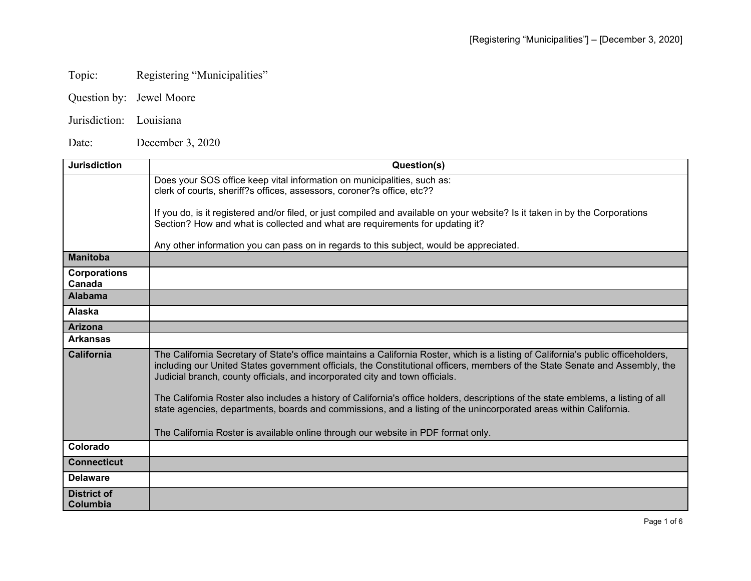Topic: Registering “Municipalities”

Question by: Jewel Moore

Jurisdiction: Louisiana

Date: December 3, 2020

| Jurisdiction | Question(s) |
|---|---|
| | Does your SOS office keep vital information on municipalities, such as:<br>clerk of courts, sheriff?s offices, assessors, coroner?s office, etc??<br><br>If you do, is it registered and/or filed, or just compiled and available on your website? Is it taken in by the Corporations Section? How and what is collected and what are requirements for updating it?<br><br>Any other information you can pass on in regards to this subject, would be appreciated. |
| **Manitoba** | |
| **Corporations Canada** | |
| **Alabama** | |
| **Alaska** | |
| **Arizona** | |
| **Arkansas** | |
| **California** | The California Secretary of State's office maintains a California Roster, which is a listing of California's public officeholders, including our United States government officials, the Constitutional officers, members of the State Senate and Assembly, the Judicial branch, county officials, and incorporated city and town officials.<br><br>The California Roster also includes a history of California's office holders, descriptions of the state emblems, a listing of all state agencies, departments, boards and commissions, and a listing of the unincorporated areas within California.<br><br>The California Roster is available online through our website in PDF format only. |
| **Colorado** | |
| **Connecticut** | |
| **Delaware** | |
| **District of Columbia** | |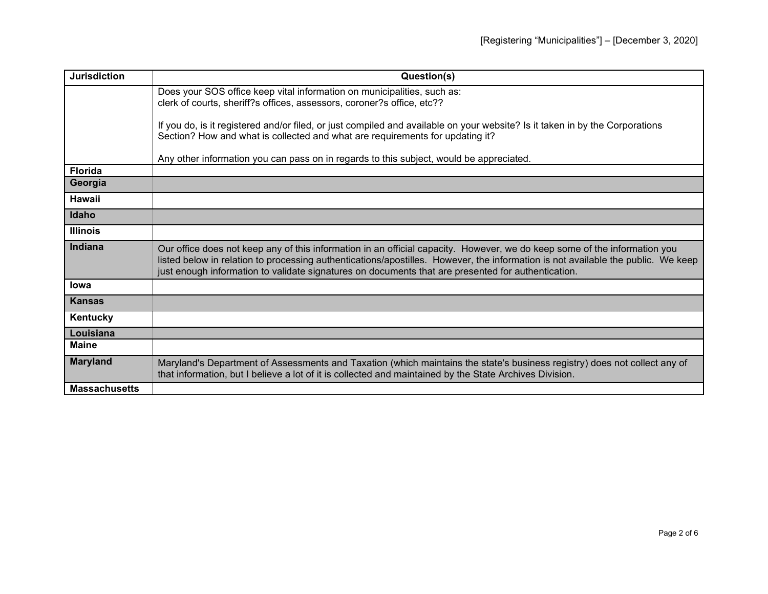| Jurisdiction | Question(s) |
| --- | --- |
| | Does your SOS office keep vital information on municipalities, such as: clerk of courts, sheriff?s offices, assessors, coroner?s office, etc??<br><br>If you do, is it registered and/or filed, or just compiled and available on your website? Is it taken in by the Corporations Section? How and what is collected and what are requirements for updating it?<br><br>Any other information you can pass on in regards to this subject, would be appreciated. |
| **Florida** | |
| **Georgia** | |
| **Hawaii** | |
| **Idaho** | |
| **Illinois** | |
| **Indiana** | Our office does not keep any of this information in an official capacity. However, we do keep some of the information you listed below in relation to processing authentications/apostilles. However, the information is not available the public. We keep just enough information to validate signatures on documents that are presented for authentication. |
| **Iowa** | |
| **Kansas** | |
| **Kentucky** | |
| **Louisiana** | |
| **Maine** | |
| **Maryland** | Maryland's Department of Assessments and Taxation (which maintains the state's business registry) does not collect any of that information, but I believe a lot of it is collected and maintained by the State Archives Division. |
| **Massachusetts** | |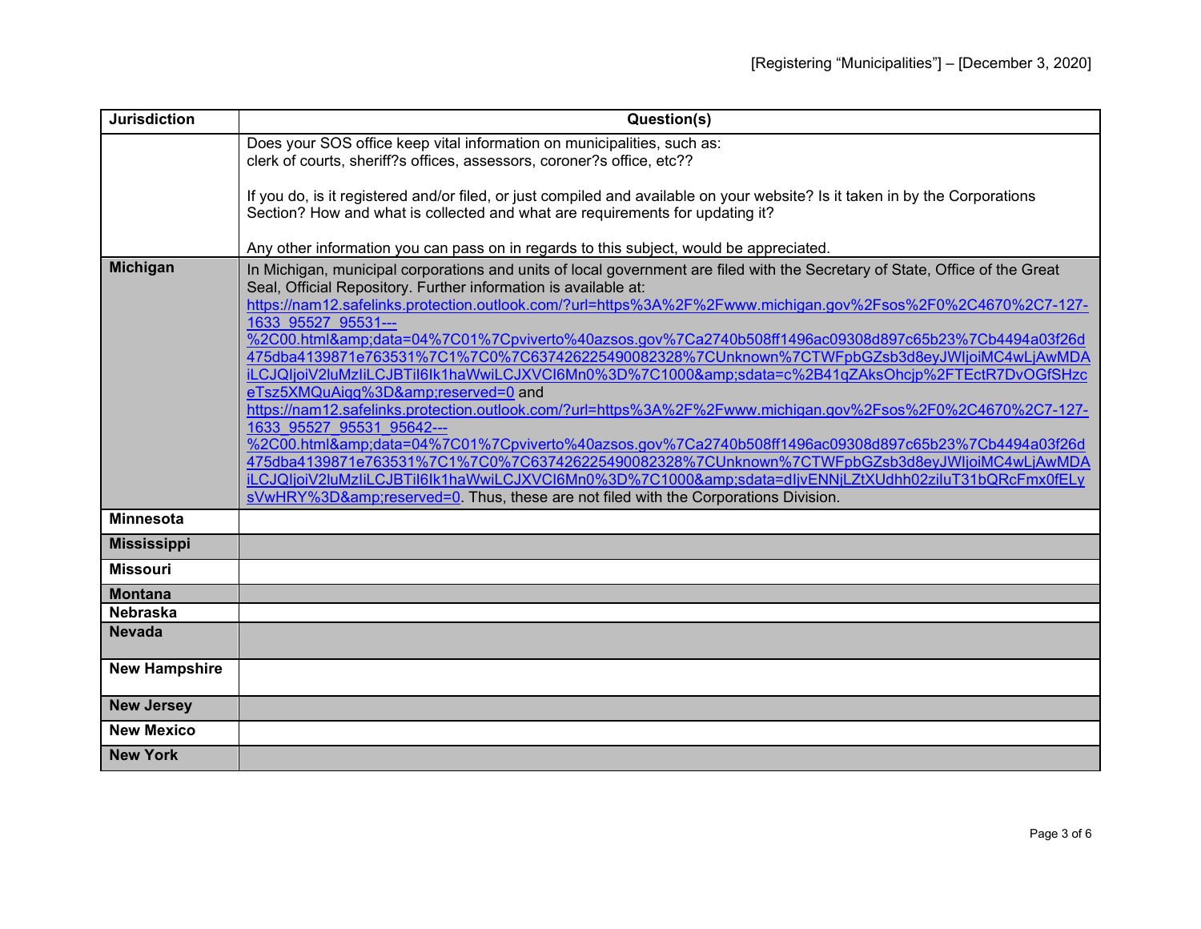| Jurisdiction | Question(s) |
|---|---|
| | Does your SOS office keep vital information on municipalities, such as: clerk of courts, sheriff?s offices, assessors, coroner?s office, etc?? <br><br> If you do, is it registered and/or filed, or just compiled and available on your website? Is it taken in by the Corporations Section? How and what is collected and what are requirements for updating it? <br><br> Any other information you can pass on in regards to this subject, would be appreciated. |
| **Michigan** | In Michigan, municipal corporations and units of local government are filed with the Secretary of State, Office of the Great Seal, Official Repository. Further information is available at: https://nam12.safelinks.protection.outlook.com/?url=https%3A%2F%2Fwww.michigan.gov%2Fsos%2F0%2C4670%2C7-127-1633_95527_95531---%2C00.html&amp;data=04%7C01%7Cpviverto%40azsos.gov%7Ca2740b508ff1496ac09308d897c65b23%7Cb4494a03f26d475dba4139871e763531%7C1%7C0%7C637426225490082328%7CUnknown%7CTWFpbGZsb3d8eyJWIjoiMC4wLjAwMDAiLCJQIjoiV2luMzIiLCJBTiI6Ik1haWwiLCJXVCI6Mn0%3D%7C1000&amp;sdata=c%2B41qZAksOhcjp%2FTEctR7DvOGfSHzceTsz5XMQuAiqg%3D&amp;reserved=0 and https://nam12.safelinks.protection.outlook.com/?url=https%3A%2F%2Fwww.michigan.gov%2Fsos%2F0%2C4670%2C7-127-1633_95527_95531_95642---%2C00.html&amp;data=04%7C01%7Cpviverto%40azsos.gov%7Ca2740b508ff1496ac09308d897c65b23%7Cb4494a03f26d475dba4139871e763531%7C1%7C0%7C637426225490082328%7CUnknown%7CTWFpbGZsb3d8eyJWIjoiMC4wLjAwMDAiLCJQIjoiV2luMzIiLCJBTiI6Ik1haWwiLCJXVCI6Mn0%3D%7C1000&amp;sdata=dIjvENNjLZtXUdhh02ziluT31bQRcFmx0fELysVwHRY%3D&amp;reserved=0. Thus, these are not filed with the Corporations Division. |
| **Minnesota** | |
| **Mississippi** | |
| **Missouri** | |
| **Montana** | |
| **Nebraska** | |
| **Nevada** | |
| **New Hampshire** | |
| **New Jersey** | |
| **New Mexico** | |
| **New York** | |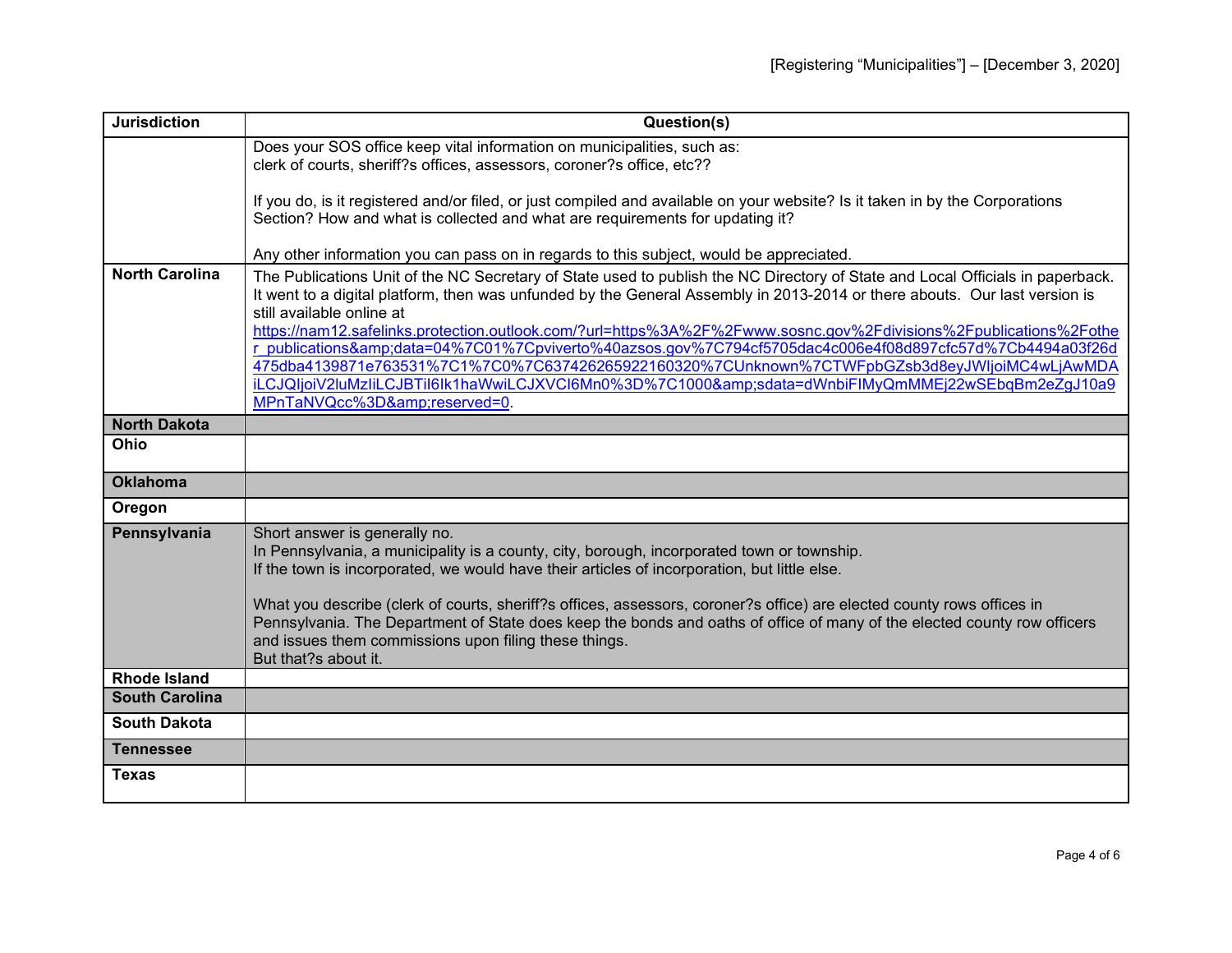| Jurisdiction | Question(s) |
|---|---|
| | Does your SOS office keep vital information on municipalities, such as: clerk of courts, sheriff?s offices, assessors, coroner?s office, etc??<br><br>If you do, is it registered and/or filed, or just compiled and available on your website? Is it taken in by the Corporations Section? How and what is collected and what are requirements for updating it?<br><br>Any other information you can pass on in regards to this subject, would be appreciated. |
| **North Carolina** | The Publications Unit of the NC Secretary of State used to publish the NC Directory of State and Local Officials in paperback. It went to a digital platform, then was unfunded by the General Assembly in 2013-2014 or there abouts. Our last version is still available online at https://nam12.safelinks.protection.outlook.com/?url=https%3A%2F%2Fwww.sosnc.gov%2Fdivisions%2Fpublications%2Fother_publications&amp;data=04%7C01%7Cpviverto%40azsos.gov%7C794cf5705dac4c006e4f08d897cfc57d%7Cb4494a03f26d475dba4139871e763531%7C1%7C0%7C637426265922160320%7CUnknown%7CTWFpbGZsb3d8eyJWIjoiMC4wLjAwMDAiLCJQIjoiV2luMzIiLCJBTiI6Ik1haWwiLCJXVCI6Mn0%3D%7C1000&amp;sdata=dWnbiFIMyQmMMEj22wSEbqBm2eZgJ10a9MPnTaNVQcc%3D&amp;reserved=0. |
| **North Dakota** | |
| **Ohio** | |
| **Oklahoma** | |
| **Oregon** | |
| **Pennsylvania** | Short answer is generally no.<br>In Pennsylvania, a municipality is a county, city, borough, incorporated town or township.<br>If the town is incorporated, we would have their articles of incorporation, but little else.<br><br>What you describe (clerk of courts, sheriff?s offices, assessors, coroner?s office) are elected county rows offices in Pennsylvania. The Department of State does keep the bonds and oaths of office of many of the elected county row officers and issues them commissions upon filing these things.<br>But that?s about it. |
| **Rhode Island** | |
| **South Carolina** | |
| **South Dakota** | |
| **Tennessee** | |
| **Texas** | |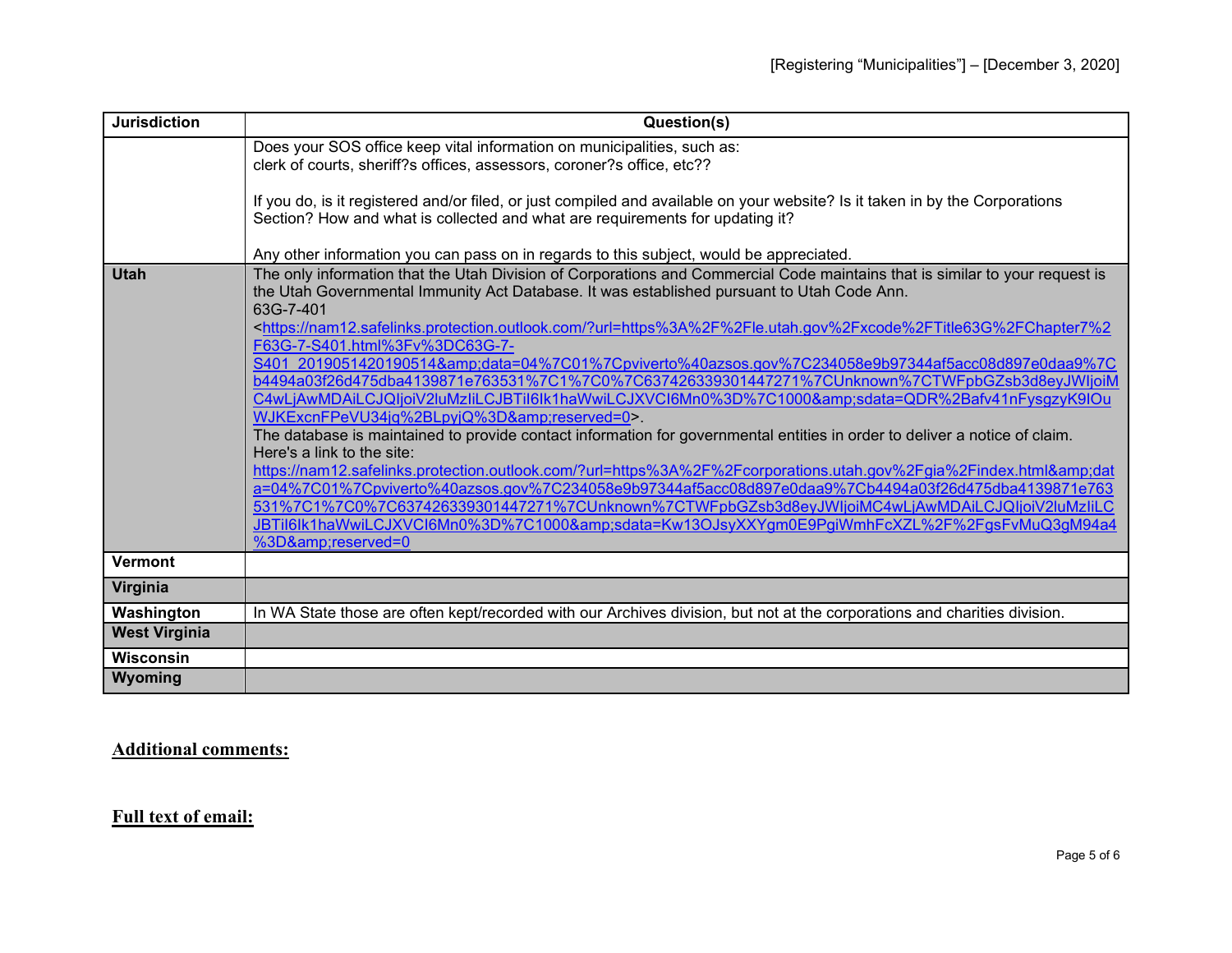| Jurisdiction | Question(s) |
| --- | --- |
| | Does your SOS office keep vital information on municipalities, such as:<br>clerk of courts, sheriff?s offices, assessors, coroner?s office, etc??<br><br>If you do, is it registered and/or filed, or just compiled and available on your website? Is it taken in by the Corporations Section? How and what is collected and what are requirements for updating it?<br><br>Any other information you can pass on in regards to this subject, would be appreciated. |
| **Utah** | The only information that the Utah Division of Corporations and Commercial Code maintains that is similar to your request is the Utah Governmental Immunity Act Database. It was established pursuant to Utah Code Ann.<br>63G-7-401<br><https://nam12.safelinks.protection.outlook.com/?url=https%3A%2F%2Fle.utah.gov%2Fxcode%2FTitle63G%2FChapter7%2F63G-7-S401.html%3Fv%3DC63G-7-S401_2019051420190514&amp;data=04%7C01%7Cpviverto%40azsos.gov%7C234058e9b97344af5acc08d897e0daa9%7Cb4494a03f26d475dba4139871e763531%7C1%7C0%7C637426339301447271%7CUnknown%7CTWFpbGZsb3d8eyJWIjoiMC4wLjAwMDAiLCJQIjoiV2luMzIiLCJBTiI6Ik1haWwiLCJXVCI6Mn0%3D%7C1000&amp;sdata=QDR%2Bafv41nFysgzyK9lOuWJKExcnFPeVU34jq%2BLpyjQ%3D&amp;reserved=0>.<br>The database is maintained to provide contact information for governmental entities in order to deliver a notice of claim.<br>Here's a link to the site:<br>https://nam12.safelinks.protection.outlook.com/?url=https%3A%2F%2Fcorporations.utah.gov%2Fgia%2Findex.html&amp;data=04%7C01%7Cpviverto%40azsos.gov%7C234058e9b97344af5acc08d897e0daa9%7Cb4494a03f26d475dba4139871e763531%7C1%7C0%7C637426339301447271%7CUnknown%7CTWFpbGZsb3d8eyJWIjoiMC4wLjAwMDAiLCJQIjoiV2luMzIiLCJBTiI6Ik1haWwiLCJXVCI6Mn0%3D%7C1000&amp;sdata=Kw13OJsyXXYgm0E9PgiWmhFcXZL%2F%2FgsFvMuQ3gM94a4%3D&amp;reserved=0 |
| **Vermont** | |
| **Virginia** | |
| **Washington** | In WA State those are often kept/recorded with our Archives division, but not at the corporations and charities division. |
| **West Virginia** | |
| **Wisconsin** | |
| **Wyoming** | |

**Additional comments:**

**Full text of email:**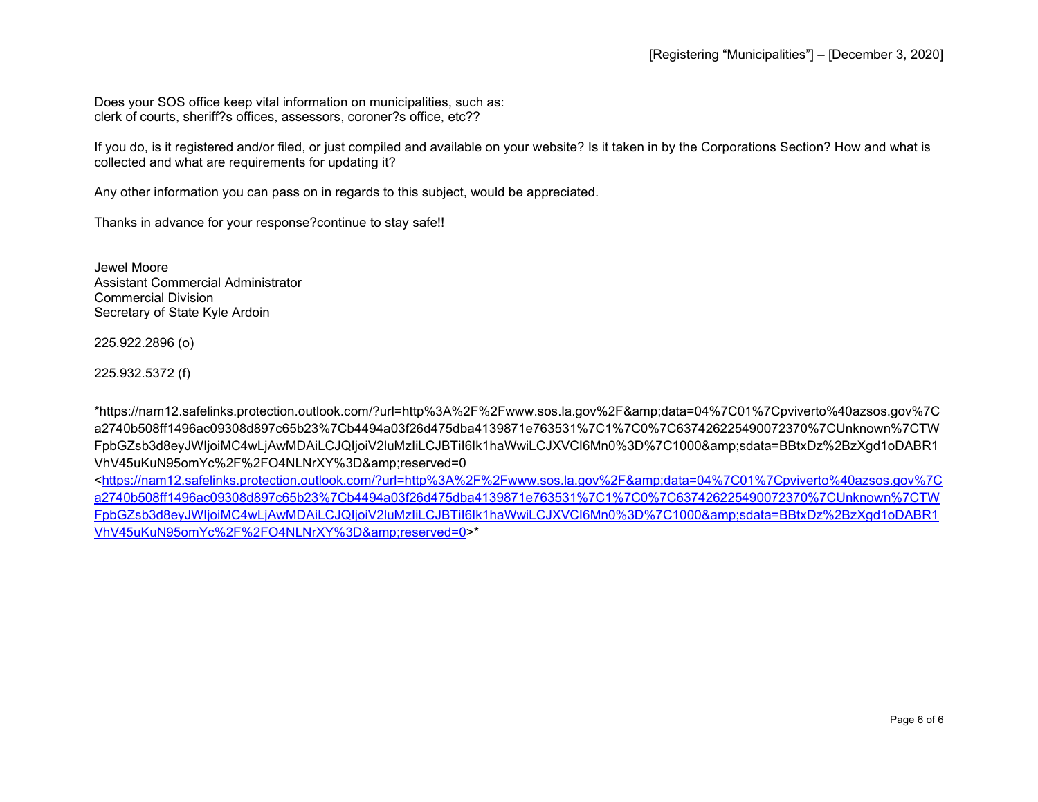Does your SOS office keep vital information on municipalities, such as:
clerk of courts, sheriff?s offices, assessors, coroner?s office, etc??

If you do, is it registered and/or filed, or just compiled and available on your website? Is it taken in by the Corporations Section? How and what is collected and what are requirements for updating it?

Any other information you can pass on in regards to this subject, would be appreciated.

Thanks in advance for your response?continue to stay safe!!

Jewel Moore
Assistant Commercial Administrator
Commercial Division
Secretary of State Kyle Ardoin

225.922.2896 (o)

225.932.5372 (f)

*https://nam12.safelinks.protection.outlook.com/?url=http%3A%2F%2Fwww.sos.la.gov%2F&amp;data=04%7C01%7Cpviverto%40azsos.gov%7Ca2740b508ff1496ac09308d897c65b23%7Cb4494a03f26d475dba4139871e763531%7C1%7C0%7C637426225490072370%7CUnknown%7CTWFpbGZsb3d8eyJWIjoiMC4wLjAwMDAiLCJQIjoiV2luMzIiLCJBTiI6Ik1haWwiLCJXVCI6Mn0%3D%7C1000&amp;sdata=BBtxDz%2BzXgd1oDABR1VhV45uKuN95omYc%2F%2FO4NLNrXY%3D&amp;reserved=0
<https://nam12.safelinks.protection.outlook.com/?url=http%3A%2F%2Fwww.sos.la.gov%2F&amp;data=04%7C01%7Cpviverto%40azsos.gov%7Ca2740b508ff1496ac09308d897c65b23%7Cb4494a03f26d475dba4139871e763531%7C1%7C0%7C637426225490072370%7CUnknown%7CTWFpbGZsb3d8eyJWIjoiMC4wLjAwMDAiLCJQIjoiV2luMzIiLCJBTiI6Ik1haWwiLCJXVCI6Mn0%3D%7C1000&amp;sdata=BBtxDz%2BzXgd1oDABR1VhV45uKuN95omYc%2F%2FO4NLNrXY%3D&amp;reserved=0>*